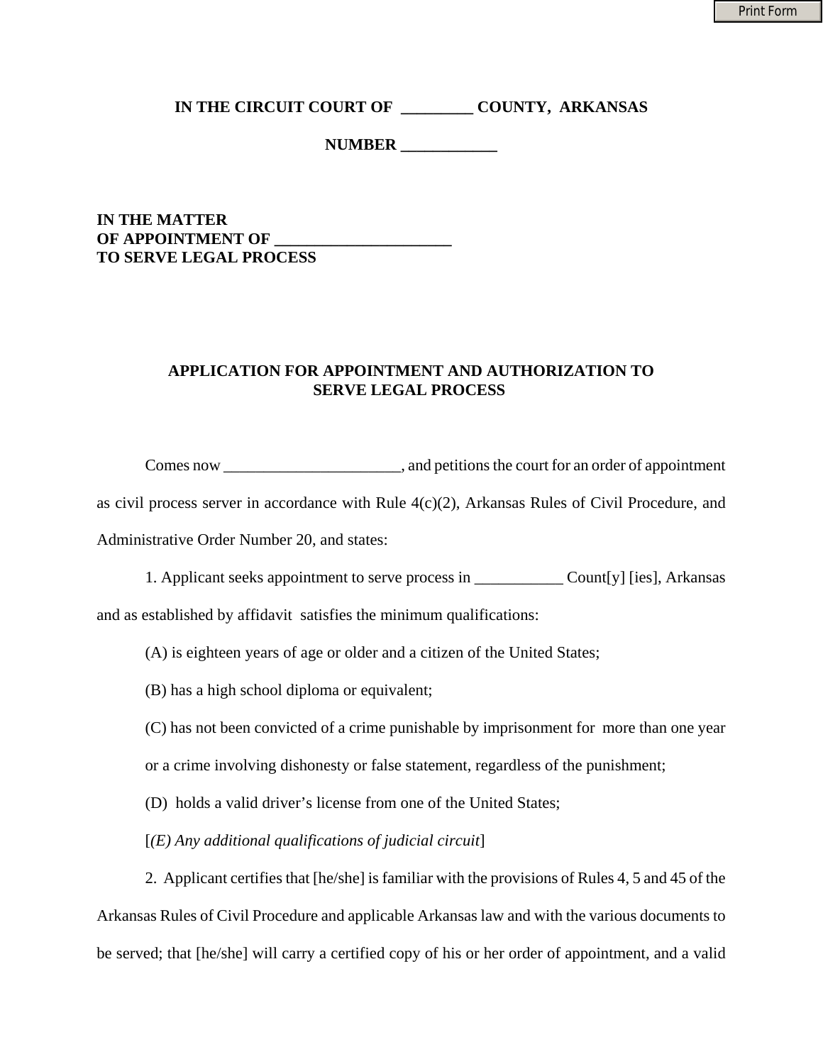**IN THE CIRCUIT COURT OF _________ COUNTY, ARKANSAS**

**NUMBER ____________**

**IN THE MATTER**
**OF APPOINTMENT OF ______________________**
**TO SERVE LEGAL PROCESS**

## APPLICATION FOR APPOINTMENT AND AUTHORIZATION TO SERVE LEGAL PROCESS

Comes now ______________________, and petitions the court for an order of appointment as civil process server in accordance with Rule 4(c)(2), Arkansas Rules of Civil Procedure, and Administrative Order Number 20, and states:

1. Applicant seeks appointment to serve process in ___________ Count[y] [ies], Arkansas and as established by affidavit satisfies the minimum qualifications:

(A) is eighteen years of age or older and a citizen of the United States;

(B) has a high school diploma or equivalent;

(C) has not been convicted of a crime punishable by imprisonment for more than one year or a crime involving dishonesty or false statement, regardless of the punishment;

(D) holds a valid driver's license from one of the United States;

[*(E) Any additional qualifications of judicial circuit*]

2. Applicant certifies that [he/she] is familiar with the provisions of Rules 4, 5 and 45 of the Arkansas Rules of Civil Procedure and applicable Arkansas law and with the various documents to be served; that [he/she] will carry a certified copy of his or her order of appointment, and a valid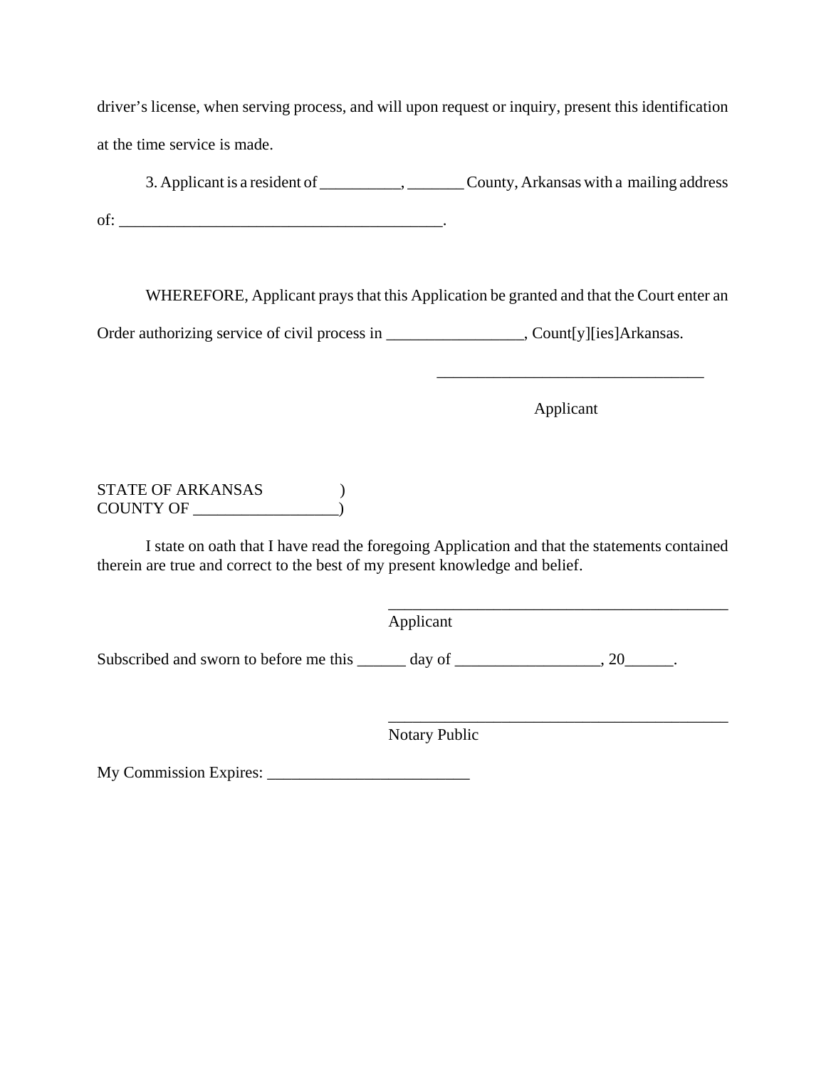driver's license, when serving process, and will upon request or inquiry, present this identification at the time service is made.

3. Applicant is a resident of __________, _______ County, Arkansas with a mailing address of: ________________________________________.

WHEREFORE, Applicant prays that this Application be granted and that the Court enter an Order authorizing service of civil process in _________________, Count[y][ies]Arkansas.

_________________________________

Applicant

STATE OF ARKANSAS )
COUNTY OF __________________)

I state on oath that I have read the foregoing Application and that the statements contained therein are true and correct to the best of my present knowledge and belief.

__________________________________________

Applicant

Subscribed and sworn to before me this ______ day of __________________, 20______.

__________________________________________

Notary Public

My Commission Expires: _________________________